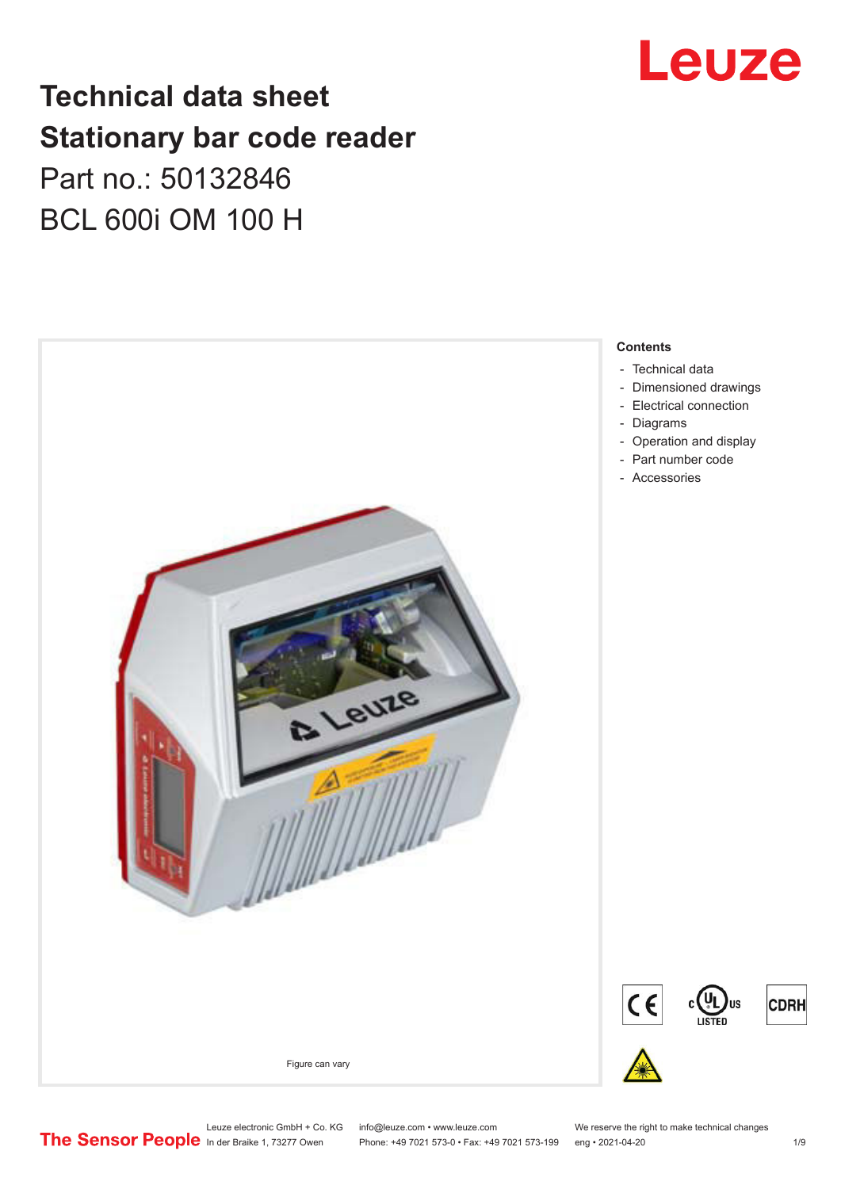# Technical data sheet
# Stationary bar code reader

Part no.: 50132846

BCL 600i OM 100 H

Figure can vary

**Contents**

- Technical data
- Dimensioned drawings
- Electrical connection
- Diagrams
- Operation and display
- Part number code
- Accessories

The Sensor People

Leuze electronic GmbH + Co. KG
In der Braike 1, 73277 Owen

info@leuze.com • www.leuze.com
Phone: +49 7021 573-0 • Fax: +49 7021 573-199

We reserve the right to make technical changes
eng • 2021-04-20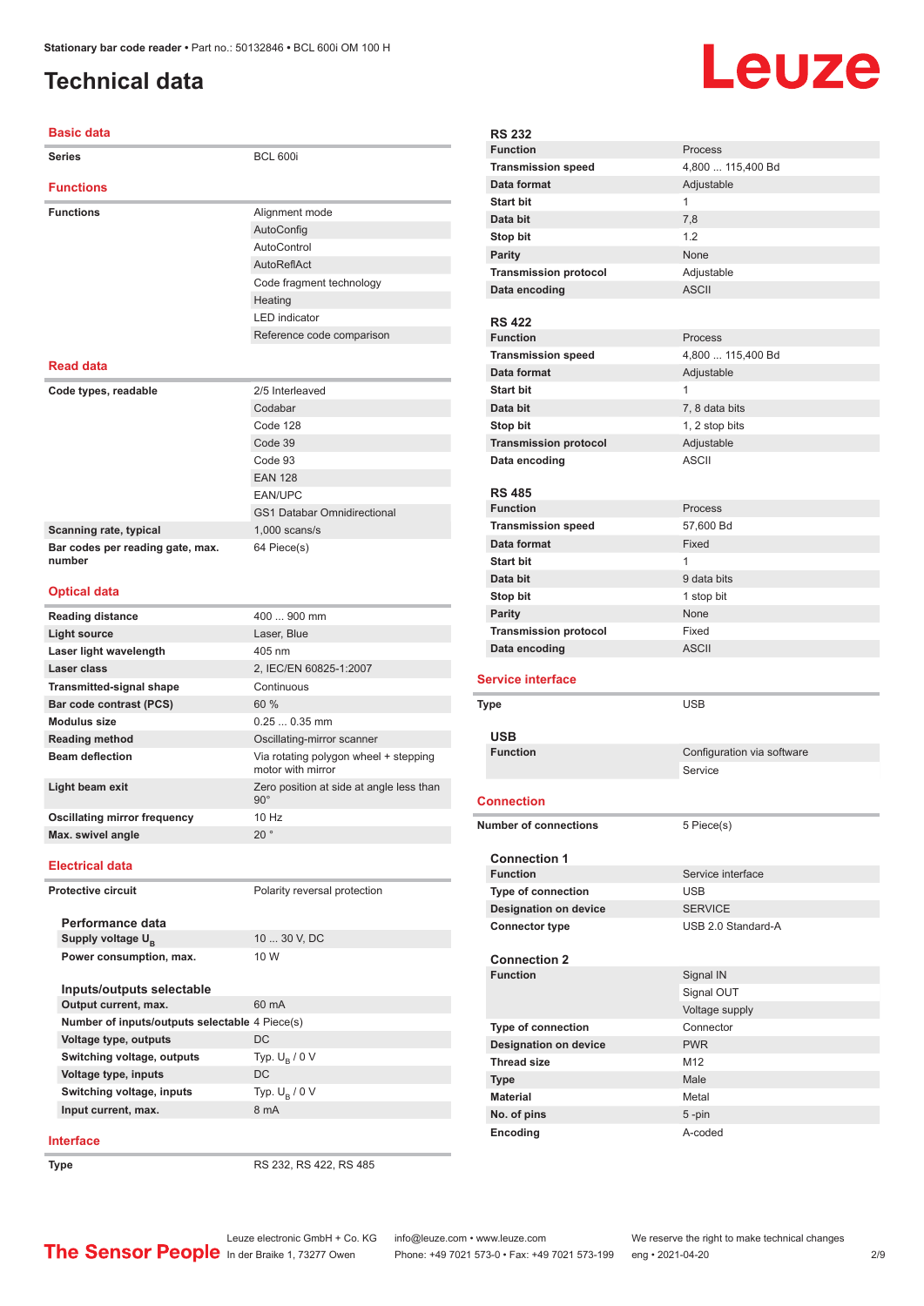# Technical data

## Basic data

| | |
|---|---|
| **Series** | BCL 600i |

## Functions

| | |
|---|---|
| **Functions** | Alignment mode |
| | AutoConfig |
| | AutoControl |
| | AutoReflAct |
| | Code fragment technology |
| | Heating |
| | LED indicator |
| | Reference code comparison |

## Read data

| | |
|---|---|
| **Code types, readable** | 2/5 Interleaved |
| | Codabar |
| | Code 128 |
| | Code 39 |
| | Code 93 |
| | EAN 128 |
| | EAN/UPC |
| | GS1 Databar Omnidirectional |
| **Scanning rate, typical** | 1,000 scans/s |
| **Bar codes per reading gate, max. number** | 64 Piece(s) |

## Optical data

| | |
|---|---|
| **Reading distance** | 400 ... 900 mm |
| **Light source** | Laser, Blue |
| **Laser light wavelength** | 405 nm |
| **Laser class** | 2, IEC/EN 60825-1:2007 |
| **Transmitted-signal shape** | Continuous |
| **Bar code contrast (PCS)** | 60 % |
| **Modulus size** | 0.25 ... 0.35 mm |
| **Reading method** | Oscillating-mirror scanner |
| **Beam deflection** | Via rotating polygon wheel + stepping motor with mirror |
| **Light beam exit** | Zero position at side at angle less than 90° |
| **Oscillating mirror frequency** | 10 Hz |
| **Max. swivel angle** | 20 ° |

## Electrical data

| | |
|---|---|
| **Protective circuit** | Polarity reversal protection |

### Performance data

| | |
|---|---|
| **Supply voltage $U_B$** | 10 ... 30 V, DC |
| **Power consumption, max.** | 10 W |

### Inputs/outputs selectable

| | |
|---|---|
| **Output current, max.** | 60 mA |
| **Number of inputs/outputs selectable** | 4 Piece(s) |
| **Voltage type, outputs** | DC |
| **Switching voltage, outputs** | Typ. $U_B$ / 0 V |
| **Voltage type, inputs** | DC |
| **Switching voltage, inputs** | Typ. $U_B$ / 0 V |
| **Input current, max.** | 8 mA |

## Interface

| | |
|---|---|
| **Type** | RS 232, RS 422, RS 485 |

### RS 232

| | |
|---|---|
| **Function** | Process |
| **Transmission speed** | 4,800 ... 115,400 Bd |
| **Data format** | Adjustable |
| **Start bit** | 1 |
| **Data bit** | 7,8 |
| **Stop bit** | 1.2 |
| **Parity** | None |
| **Transmission protocol** | Adjustable |
| **Data encoding** | ASCII |

### RS 422

| | |
|---|---|
| **Function** | Process |
| **Transmission speed** | 4,800 ... 115,400 Bd |
| **Data format** | Adjustable |
| **Start bit** | 1 |
| **Data bit** | 7, 8 data bits |
| **Stop bit** | 1, 2 stop bits |
| **Transmission protocol** | Adjustable |
| **Data encoding** | ASCII |

### RS 485

| | |
|---|---|
| **Function** | Process |
| **Transmission speed** | 57,600 Bd |
| **Data format** | Fixed |
| **Start bit** | 1 |
| **Data bit** | 9 data bits |
| **Stop bit** | 1 stop bit |
| **Parity** | None |
| **Transmission protocol** | Fixed |
| **Data encoding** | ASCII |

## Service interface

| | |
|---|---|
| **Type** | USB |

### USB

| | |
|---|---|
| **Function** | Configuration via software |
| | Service |

## Connection

| | |
|---|---|
| **Number of connections** | 5 Piece(s) |

### Connection 1

| | |
|---|---|
| **Function** | Service interface |
| **Type of connection** | USB |
| **Designation on device** | SERVICE |
| **Connector type** | USB 2.0 Standard-A |

### Connection 2

| | |
|---|---|
| **Function** | Signal IN |
| | Signal OUT |
| | Voltage supply |
| **Type of connection** | Connector |
| **Designation on device** | PWR |
| **Thread size** | M12 |
| **Type** | Male |
| **Material** | Metal |
| **No. of pins** | 5 -pin |
| **Encoding** | A-coded |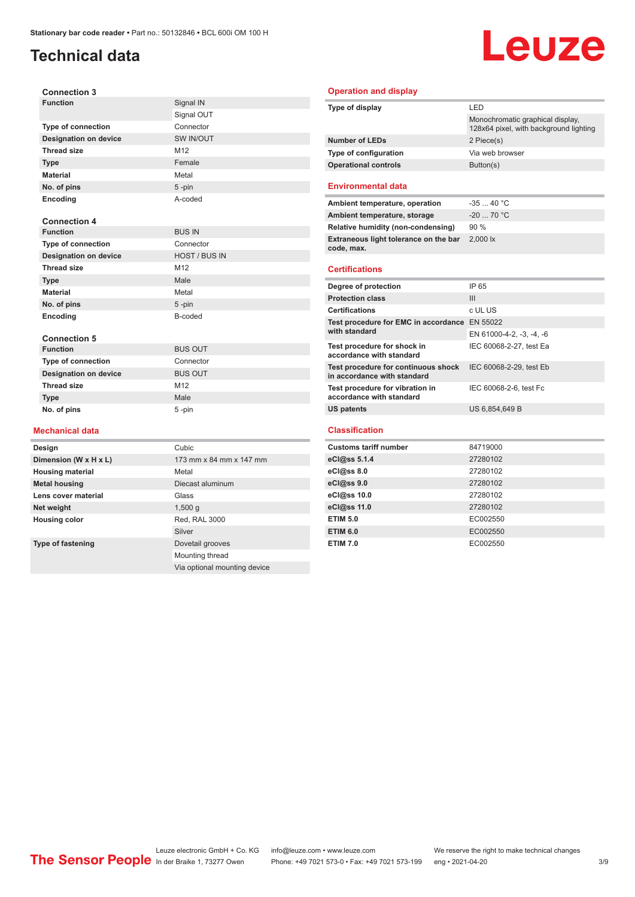# Technical data

### Connection 3

| | |
|---|---|
| **Function** | Signal IN |
| | Signal OUT |
| **Type of connection** | Connector |
| **Designation on device** | SW IN/OUT |
| **Thread size** | M12 |
| **Type** | Female |
| **Material** | Metal |
| **No. of pins** | 5 -pin |
| **Encoding** | A-coded |

### Connection 4

| | |
|---|---|
| **Function** | BUS IN |
| **Type of connection** | Connector |
| **Designation on device** | HOST / BUS IN |
| **Thread size** | M12 |
| **Type** | Male |
| **Material** | Metal |
| **No. of pins** | 5 -pin |
| **Encoding** | B-coded |

### Connection 5

| | |
|---|---|
| **Function** | BUS OUT |
| **Type of connection** | Connector |
| **Designation on device** | BUS OUT |
| **Thread size** | M12 |
| **Type** | Male |
| **No. of pins** | 5 -pin |

## Mechanical data

| | |
|---|---|
| **Design** | Cubic |
| **Dimension (W x H x L)** | 173 mm x 84 mm x 147 mm |
| **Housing material** | Metal |
| **Metal housing** | Diecast aluminum |
| **Lens cover material** | Glass |
| **Net weight** | 1,500 g |
| **Housing color** | Red, RAL 3000 |
| | Silver |
| **Type of fastening** | Dovetail grooves |
| | Mounting thread |
| | Via optional mounting device |

## Operation and display

| | |
|---|---|
| **Type of display** | LED |
| | Monochromatic graphical display, 128x64 pixel, with background lighting |
| **Number of LEDs** | 2 Piece(s) |
| **Type of configuration** | Via web browser |
| **Operational controls** | Button(s) |

## Environmental data

| | |
|---|---|
| **Ambient temperature, operation** | -35 ... 40 °C |
| **Ambient temperature, storage** | -20 ... 70 °C |
| **Relative humidity (non-condensing)** | 90 % |
| **Extraneous light tolerance on the bar code, max.** | 2,000 lx |

## Certifications

| | |
|---|---|
| **Degree of protection** | IP 65 |
| **Protection class** | III |
| **Certifications** | c UL US |
| **Test procedure for EMC in accordance with standard** | EN 55022 |
| | EN 61000-4-2, -3, -4, -6 |
| **Test procedure for shock in accordance with standard** | IEC 60068-2-27, test Ea |
| **Test procedure for continuous shock in accordance with standard** | IEC 60068-2-29, test Eb |
| **Test procedure for vibration in accordance with standard** | IEC 60068-2-6, test Fc |
| **US patents** | US 6,854,649 B |

## Classification

| | |
|---|---|
| **Customs tariff number** | 84719000 |
| **eCl@ss 5.1.4** | 27280102 |
| **eCl@ss 8.0** | 27280102 |
| **eCl@ss 9.0** | 27280102 |
| **eCl@ss 10.0** | 27280102 |
| **eCl@ss 11.0** | 27280102 |
| **ETIM 5.0** | EC002550 |
| **ETIM 6.0** | EC002550 |
| **ETIM 7.0** | EC002550 |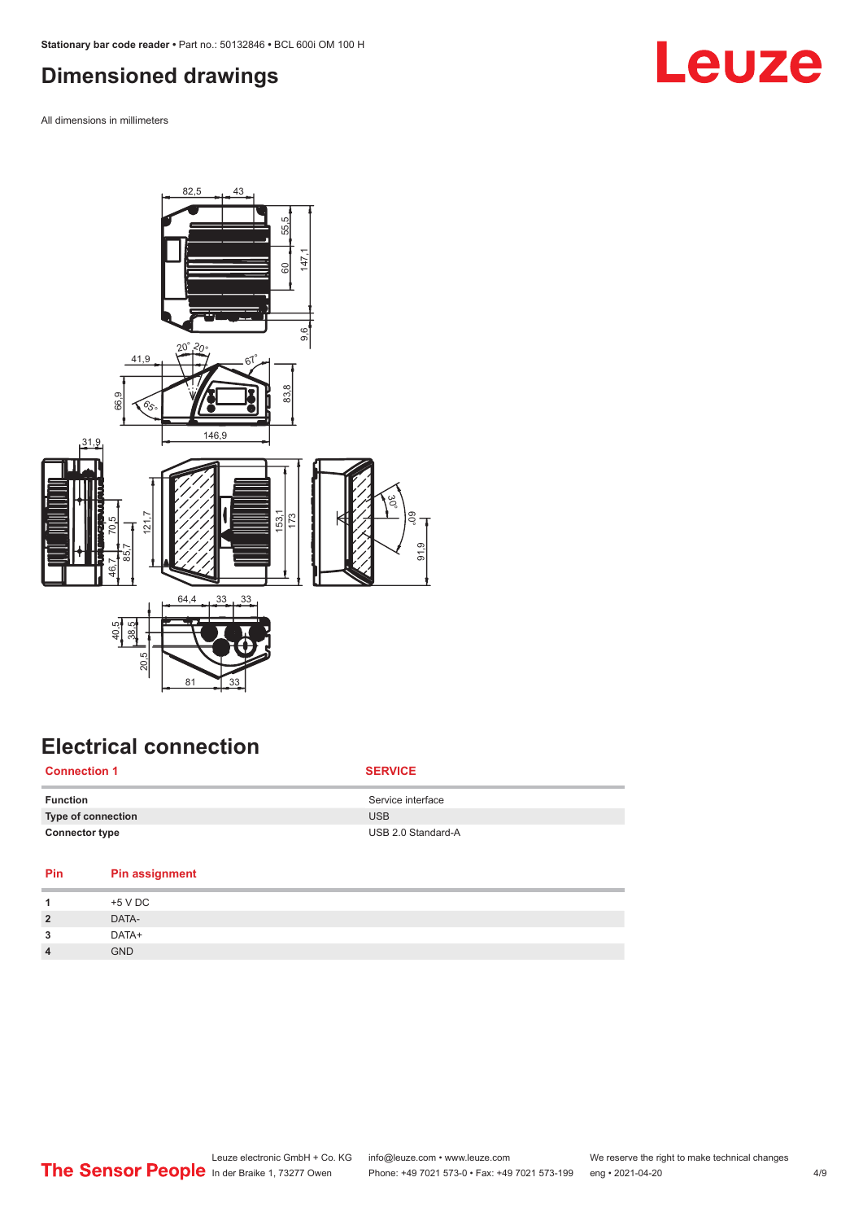## Dimensioned drawings

All dimensions in millimeters

## Electrical connection

| Connection 1 | SERVICE |
|---|---|
| **Function** | Service interface |
| **Type of connection** | USB |
| **Connector type** | USB 2.0 Standard-A |

| Pin | Pin assignment |
|---|---|
| **1** | +5 V DC |
| **2** | DATA- |
| **3** | DATA+ |
| **4** | GND |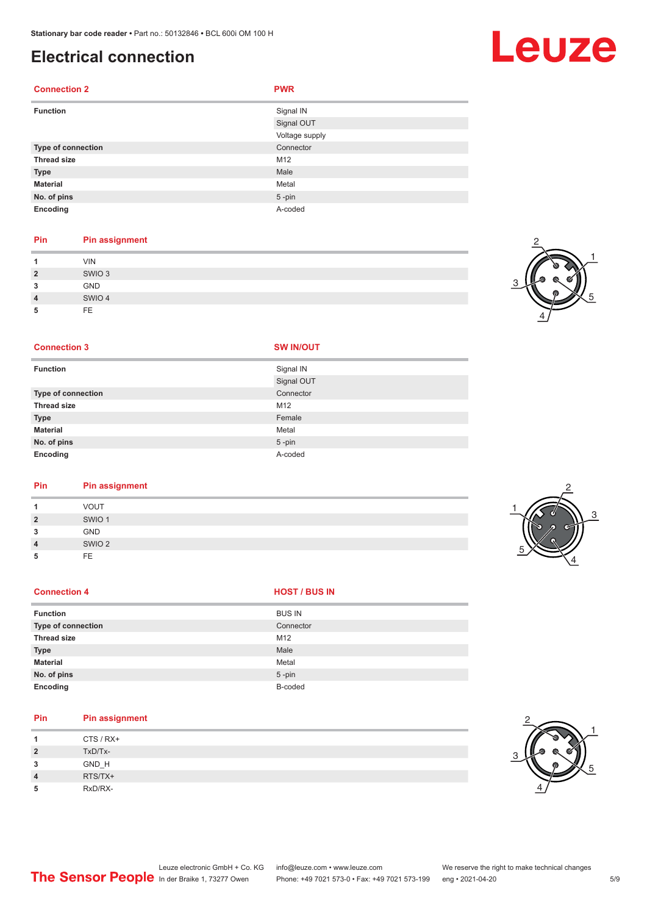## Electrical connection

| Connection 2 | PWR |
|---|---|
| **Function** | Signal IN |
| | Signal OUT |
| | Voltage supply |
| **Type of connection** | Connector |
| **Thread size** | M12 |
| **Type** | Male |
| **Material** | Metal |
| **No. of pins** | 5 -pin |
| **Encoding** | A-coded |

| Pin | Pin assignment |
|---|---|
| **1** | VIN |
| **2** | SWIO 3 |
| **3** | GND |
| **4** | SWIO 4 |
| **5** | FE |

| Connection 3 | SW IN/OUT |
|---|---|
| **Function** | Signal IN |
| | Signal OUT |
| **Type of connection** | Connector |
| **Thread size** | M12 |
| **Type** | Female |
| **Material** | Metal |
| **No. of pins** | 5 -pin |
| **Encoding** | A-coded |

| Pin | Pin assignment |
|---|---|
| **1** | VOUT |
| **2** | SWIO 1 |
| **3** | GND |
| **4** | SWIO 2 |
| **5** | FE |

| Connection 4 | HOST / BUS IN |
|---|---|
| **Function** | BUS IN |
| **Type of connection** | Connector |
| **Thread size** | M12 |
| **Type** | Male |
| **Material** | Metal |
| **No. of pins** | 5 -pin |
| **Encoding** | B-coded |

| Pin | Pin assignment |
|---|---|
| **1** | CTS / RX+ |
| **2** | TxD/Tx- |
| **3** | GND_H |
| **4** | RTS/TX+ |
| **5** | RxD/RX- |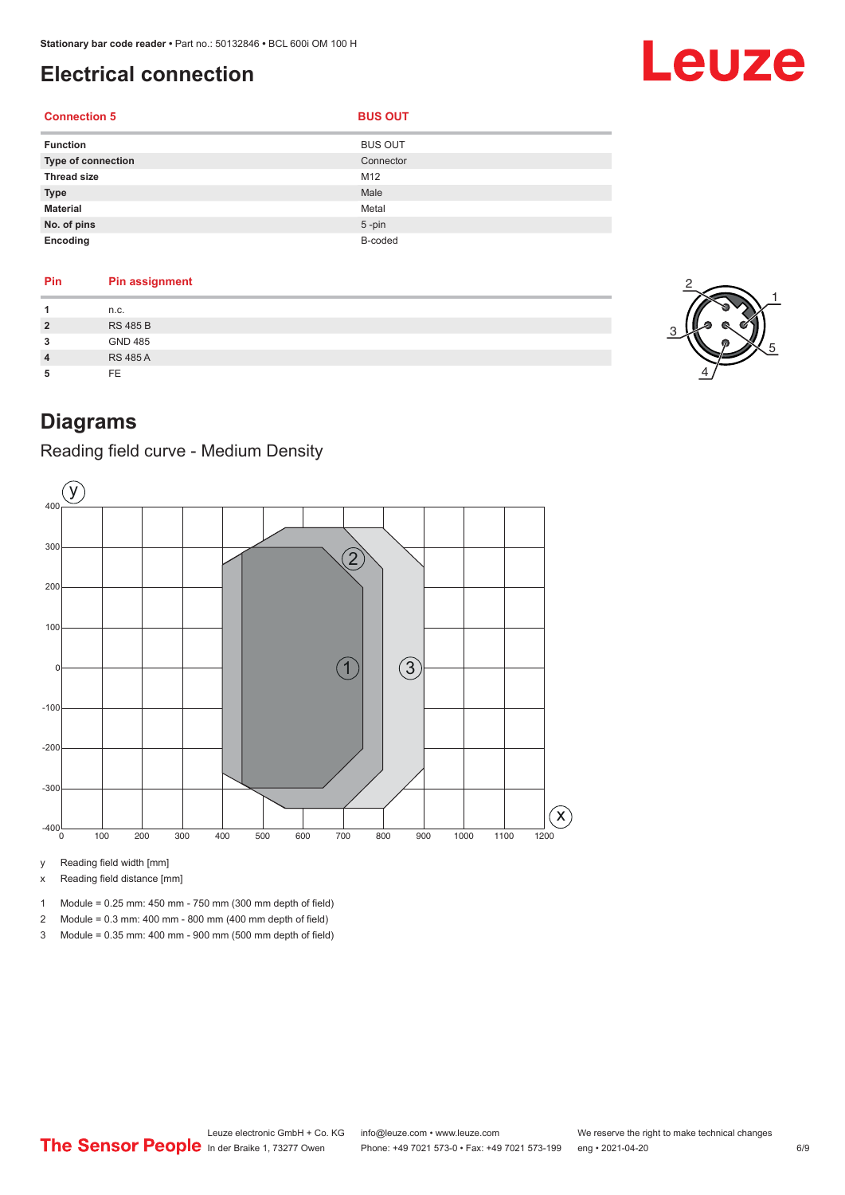# Electrical connection

| Connection 5 | BUS OUT |
|---|---|
| Function | BUS OUT |
| Type of connection | Connector |
| Thread size | M12 |
| Type | Male |
| Material | Metal |
| No. of pins | 5 -pin |
| Encoding | B-coded |

| Pin | Pin assignment |
|---|---|
| 1 | n.c. |
| 2 | RS 485 B |
| 3 | GND 485 |
| 4 | RS 485 A |
| 5 | FE |

# Diagrams

## Reading field curve - Medium Density

y Reading field width [mm]

x Reading field distance [mm]

1 Module = 0.25 mm: 450 mm - 750 mm (300 mm depth of field)

2 Module = 0.3 mm: 400 mm - 800 mm (400 mm depth of field)

3 Module = 0.35 mm: 400 mm - 900 mm (500 mm depth of field)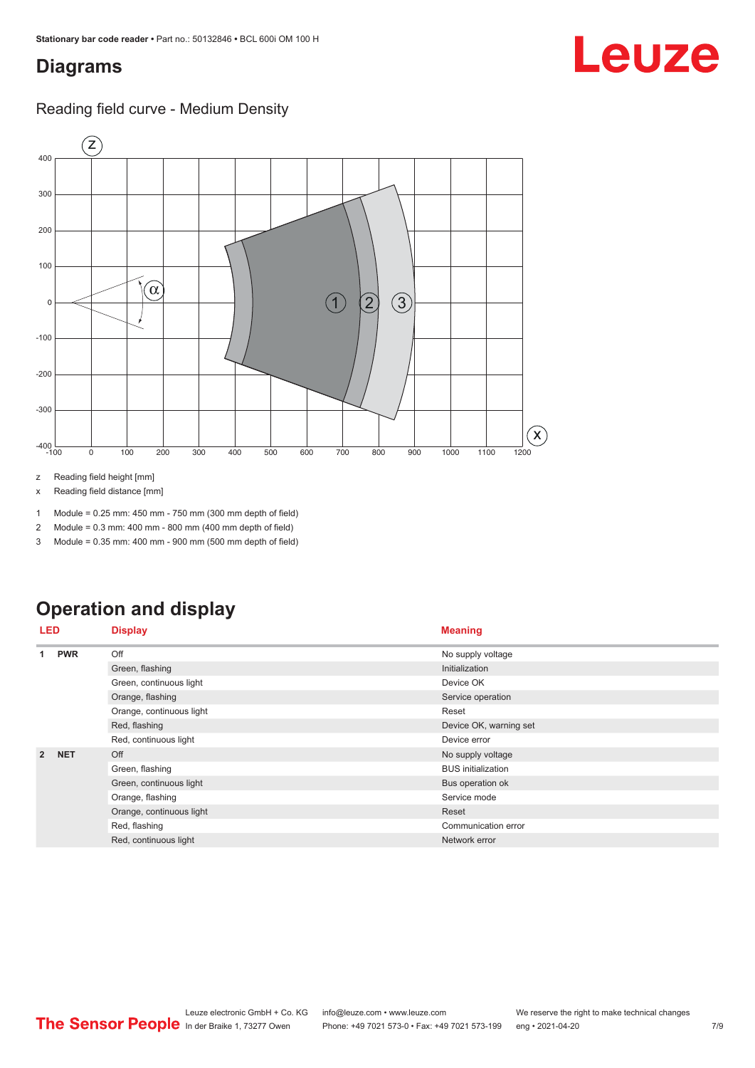# Diagrams

## Reading field curve - Medium Density

z Reading field height [mm]

x Reading field distance [mm]

1 Module = 0.25 mm: 450 mm - 750 mm (300 mm depth of field)

2 Module = 0.3 mm: 400 mm - 800 mm (400 mm depth of field)

3 Module = 0.35 mm: 400 mm - 900 mm (500 mm depth of field)

# Operation and display

| LED | | Display | Meaning |
|---|---|---|---|
| 1 | PWR | Off | No supply voltage |
| | | Green, flashing | Initialization |
| | | Green, continuous light | Device OK |
| | | Orange, flashing | Service operation |
| | | Orange, continuous light | Reset |
| | | Red, flashing | Device OK, warning set |
| | | Red, continuous light | Device error |
| 2 | NET | Off | No supply voltage |
| | | Green, flashing | BUS initialization |
| | | Green, continuous light | Bus operation ok |
| | | Orange, flashing | Service mode |
| | | Orange, continuous light | Reset |
| | | Red, flashing | Communication error |
| | | Red, continuous light | Network error |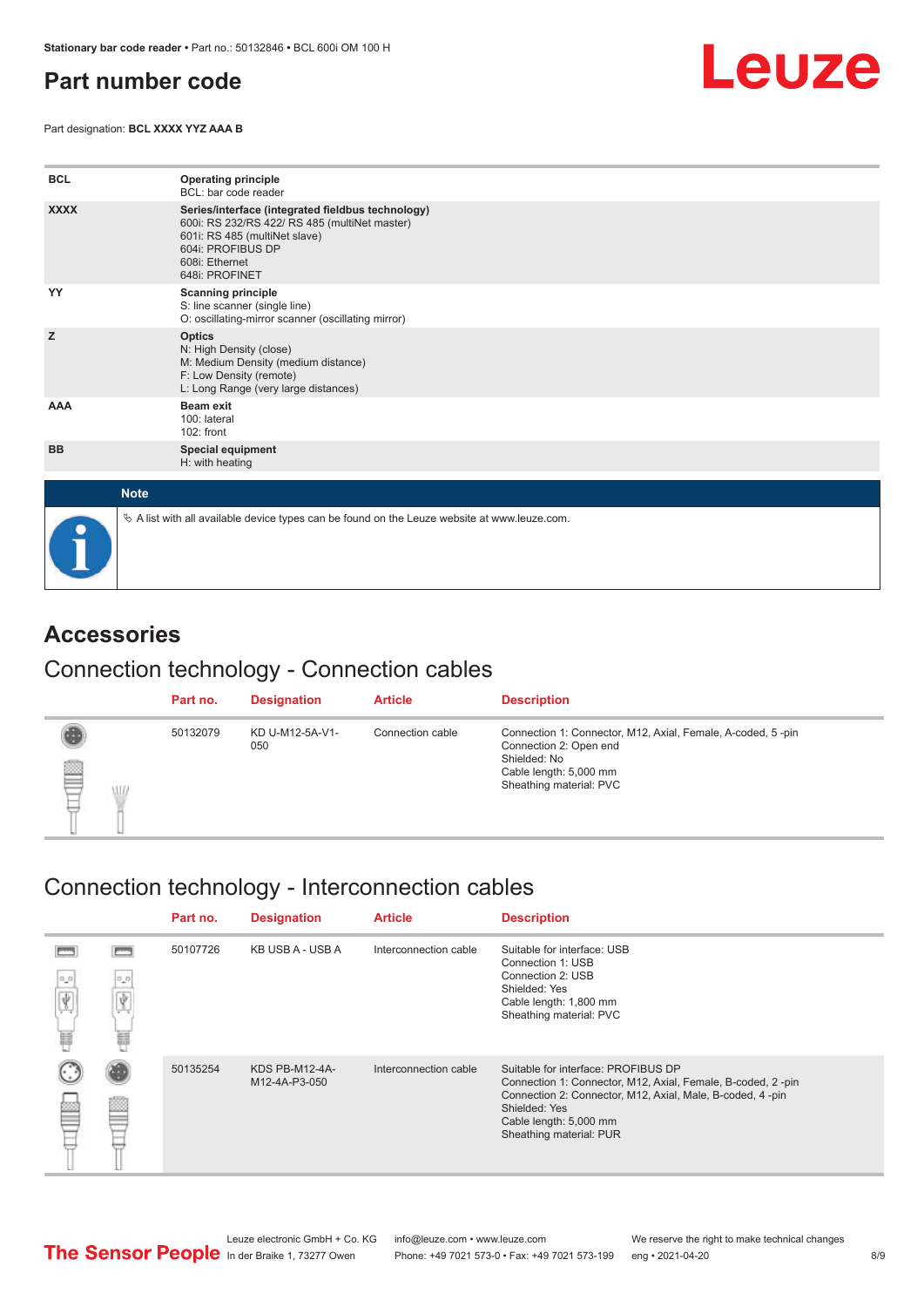# Part number code

Part designation: **BCL XXXX YYZ AAA B**

| | |
|---|---|
| **BCL** | **Operating principle**<br>BCL: bar code reader |
| **XXXX** | **Series/interface (integrated fieldbus technology)**<br>600i: RS 232/RS 422/ RS 485 (multiNet master)<br>601i: RS 485 (multiNet slave)<br>604i: PROFIBUS DP<br>608i: Ethernet<br>648i: PROFINET |
| **YY** | **Scanning principle**<br>S: line scanner (single line)<br>O: oscillating-mirror scanner (oscillating mirror) |
| **Z** | **Optics**<br>N: High Density (close)<br>M: Medium Density (medium distance)<br>F: Low Density (remote)<br>L: Long Range (very large distances) |
| **AAA** | **Beam exit**<br>100: lateral<br>102: front |
| **BB** | **Special equipment**<br>H: with heating |

**Note**

✎ A list with all available device types can be found on the Leuze website at www.leuze.com.

# Accessories

## Connection technology - Connection cables

| Part no. | Designation | Article | Description |
|---|---|---|---|
| 50132079 | KD U-M12-5A-V1-050 | Connection cable | Connection 1: Connector, M12, Axial, Female, A-coded, 5 -pin<br>Connection 2: Open end<br>Shielded: No<br>Cable length: 5,000 mm<br>Sheathing material: PVC |

## Connection technology - Interconnection cables

| Part no. | Designation | Article | Description |
|---|---|---|---|
| 50107726 | KB USB A - USB A | Interconnection cable | Suitable for interface: USB<br>Connection 1: USB<br>Connection 2: USB<br>Shielded: Yes<br>Cable length: 1,800 mm<br>Sheathing material: PVC |
| 50135254 | KDS PB-M12-4A-M12-4A-P3-050 | Interconnection cable | Suitable for interface: PROFIBUS DP<br>Connection 1: Connector, M12, Axial, Female, B-coded, 2 -pin<br>Connection 2: Connector, M12, Axial, Male, B-coded, 4 -pin<br>Shielded: Yes<br>Cable length: 5,000 mm<br>Sheathing material: PUR |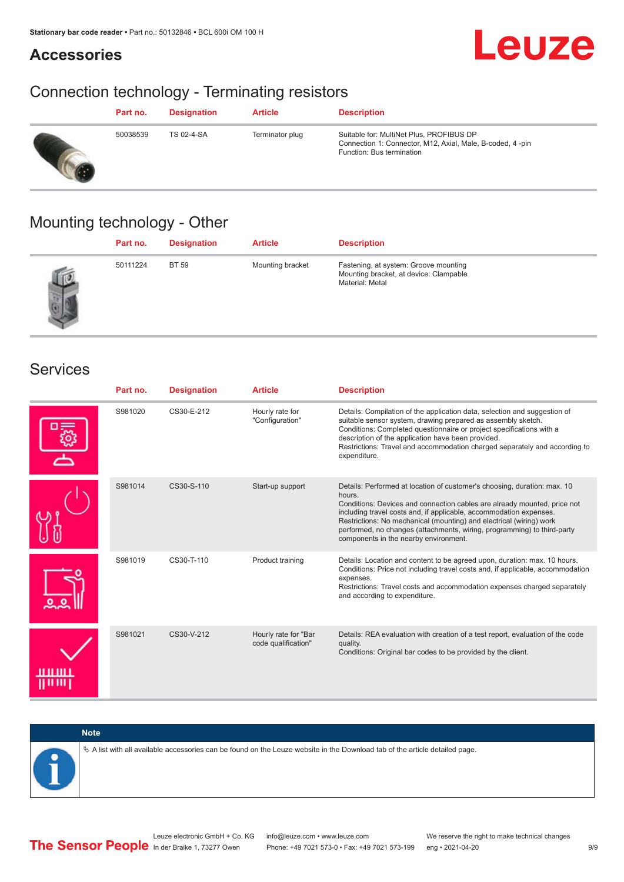# Accessories

## Connection technology - Terminating resistors

| Part no. | Designation | Article | Description |
|---|---|---|---|
| 50038539 | TS 02-4-SA | Terminator plug | Suitable for: MultiNet Plus, PROFIBUS DP<br>Connection 1: Connector, M12, Axial, Male, B-coded, 4 -pin<br>Function: Bus termination |

## Mounting technology - Other

| Part no. | Designation | Article | Description |
|---|---|---|---|
| 50111224 | BT 59 | Mounting bracket | Fastening, at system: Groove mounting<br>Mounting bracket, at device: Clampable<br>Material: Metal |

## Services

| Part no. | Designation | Article | Description |
|---|---|---|---|
| S981020 | CS30-E-212 | Hourly rate for "Configuration" | Details: Compilation of the application data, selection and suggestion of suitable sensor system, drawing prepared as assembly sketch.<br>Conditions: Completed questionnaire or project specifications with a description of the application have been provided.<br>Restrictions: Travel and accommodation charged separately and according to expenditure. |
| S981014 | CS30-S-110 | Start-up support | Details: Performed at location of customer's choosing, duration: max. 10 hours.<br>Conditions: Devices and connection cables are already mounted, price not including travel costs and, if applicable, accommodation expenses.<br>Restrictions: No mechanical (mounting) and electrical (wiring) work performed, no changes (attachments, wiring, programming) to third-party components in the nearby environment. |
| S981019 | CS30-T-110 | Product training | Details: Location and content to be agreed upon, duration: max. 10 hours.<br>Conditions: Price not including travel costs and, if applicable, accommodation expenses.<br>Restrictions: Travel costs and accommodation expenses charged separately and according to expenditure. |
| S981021 | CS30-V-212 | Hourly rate for "Bar code qualification" | Details: REA evaluation with creation of a test report, evaluation of the code quality.<br>Conditions: Original bar codes to be provided by the client. |

**Note**

A list with all available accessories can be found on the Leuze website in the Download tab of the article detailed page.